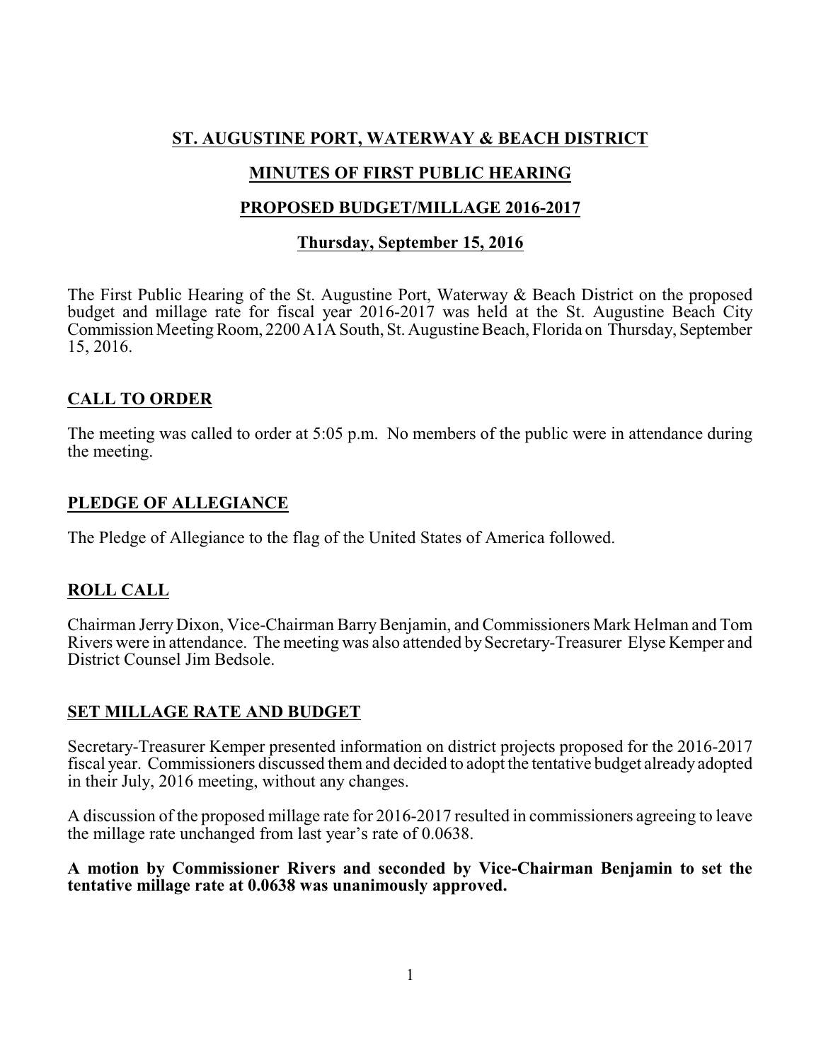# ST. AUGUSTINE PORT, WATERWAY & BEACH DISTRICT

## MINUTES OF FIRST PUBLIC HEARING

## PROPOSED BUDGET/MILLAGE 2016-2017

### Thursday, September 15, 2016

The First Public Hearing of the St. Augustine Port, Waterway & Beach District on the proposed budget and millage rate for fiscal year 2016-2017 was held at the St. Augustine Beach City Commission Meeting Room, 2200 A1A South, St. Augustine Beach, Florida on Thursday, September 15, 2016.

## CALL TO ORDER

The meeting was called to order at 5:05 p.m. No members of the public were in attendance during the meeting.

## PLEDGE OF ALLEGIANCE

The Pledge of Allegiance to the flag of the United States of America followed.

## ROLL CALL

Chairman Jerry Dixon, Vice-Chairman Barry Benjamin, and Commissioners Mark Helman and Tom Rivers were in attendance. The meeting was also attended by Secretary-Treasurer Elyse Kemper and District Counsel Jim Bedsole.

## SET MILLAGE RATE AND BUDGET

Secretary-Treasurer Kemper presented information on district projects proposed for the 2016-2017 fiscal year. Commissioners discussed them and decided to adopt the tentative budget already adopted in their July, 2016 meeting, without any changes.

A discussion of the proposed millage rate for 2016-2017 resulted in commissioners agreeing to leave the millage rate unchanged from last year's rate of 0.0638.

**A motion by Commissioner Rivers and seconded by Vice-Chairman Benjamin to set the tentative millage rate at 0.0638 was unanimously approved.**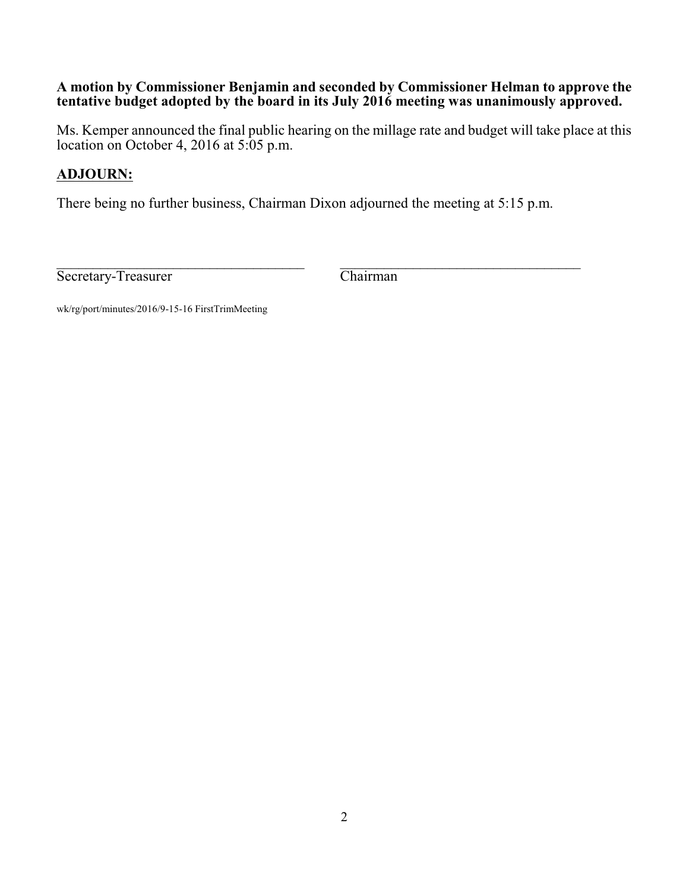**A motion by Commissioner Benjamin and seconded by Commissioner Helman to approve the tentative budget adopted by the board in its July 2016 meeting was unanimously approved.**

Ms. Kemper announced the final public hearing on the millage rate and budget will take place at this location on October 4, 2016 at 5:05 p.m.

## **ADJOURN:**

There being no further business, Chairman Dixon adjourned the meeting at 5:15 p.m.

\_\_\_\_\_\_\_\_\_\_\_\_\_\_\_\_\_\_\_\_\_\_\_\_\_\_\_\_\_\_\_\_\_\_\_ \_\_\_\_\_\_\_\_\_\_\_\_\_\_\_\_\_\_\_\_\_\_\_\_\_\_\_\_\_\_\_\_\_\_\_

Secretary-Treasurer Chairman

wk/rg/port/minutes/2016/9-15-16 FirstTrimMeeting